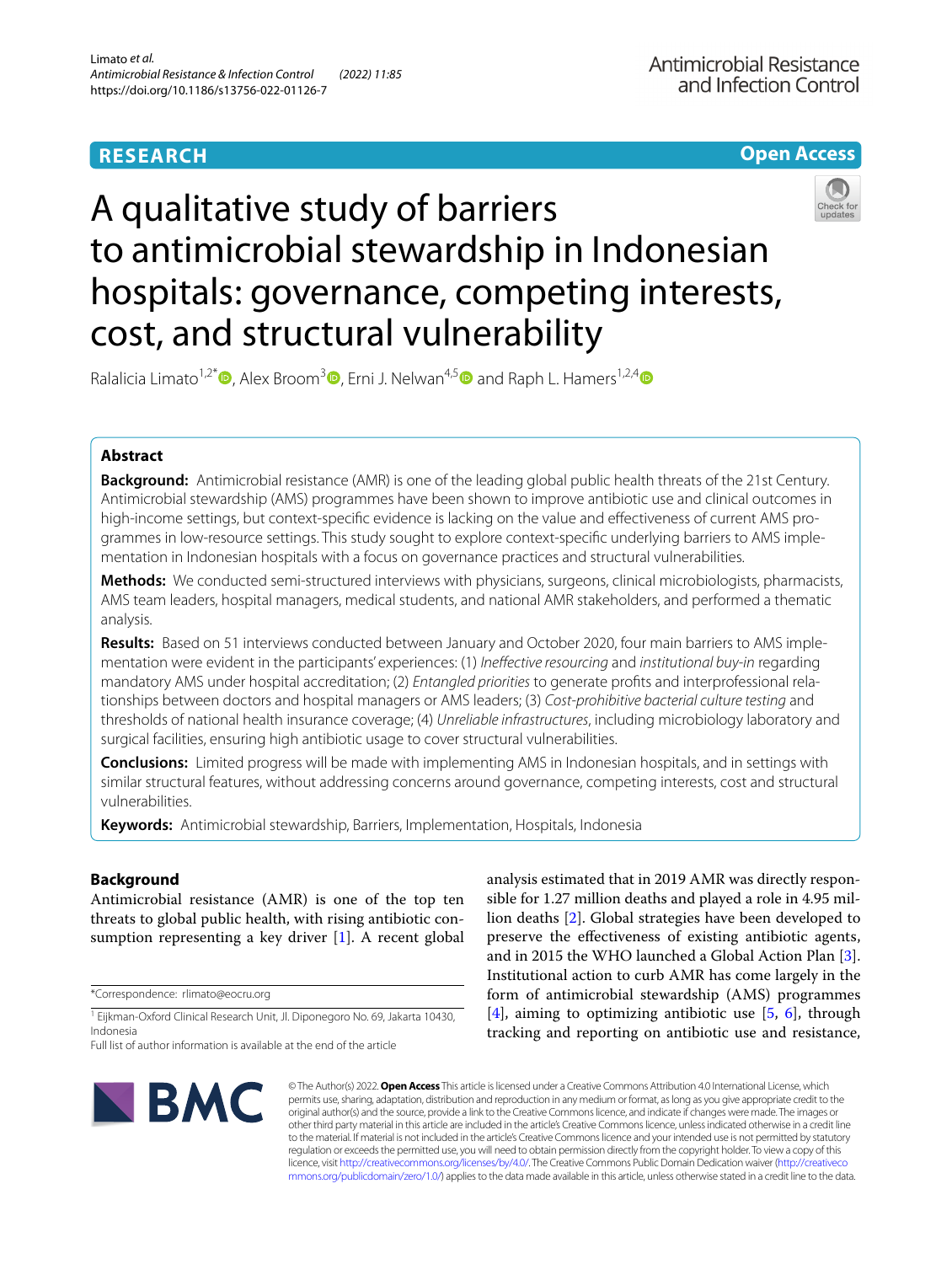RESEARCH

Open Access

# A qualitative study of barriers to antimicrobial stewardship in Indonesian hospitals: governance, competing interests, cost, and structural vulnerability

Ralalicia Limato[1,2*], Alex Broom[3], Erni J. Nelwan[4,5] and Raph L. Hamers[1,2,4]

## Abstract

**Background:** Antimicrobial resistance (AMR) is one of the leading global public health threats of the 21st Century. Antimicrobial stewardship (AMS) programmes have been shown to improve antibiotic use and clinical outcomes in high-income settings, but context-specific evidence is lacking on the value and effectiveness of current AMS programmes in low-resource settings. This study sought to explore context-specific underlying barriers to AMS implementation in Indonesian hospitals with a focus on governance practices and structural vulnerabilities.

**Methods:** We conducted semi-structured interviews with physicians, surgeons, clinical microbiologists, pharmacists, AMS team leaders, hospital managers, medical students, and national AMR stakeholders, and performed a thematic analysis.

**Results:** Based on 51 interviews conducted between January and October 2020, four main barriers to AMS implementation were evident in the participants' experiences: (1) *Ineffective resourcing* and *institutional buy-in* regarding mandatory AMS under hospital accreditation; (2) *Entangled priorities* to generate profits and interprofessional relationships between doctors and hospital managers or AMS leaders; (3) *Cost-prohibitive bacterial culture testing* and thresholds of national health insurance coverage; (4) *Unreliable infrastructures*, including microbiology laboratory and surgical facilities, ensuring high antibiotic usage to cover structural vulnerabilities.

**Conclusions:** Limited progress will be made with implementing AMS in Indonesian hospitals, and in settings with similar structural features, without addressing concerns around governance, competing interests, cost and structural vulnerabilities.

**Keywords:** Antimicrobial stewardship, Barriers, Implementation, Hospitals, Indonesia

## Background

Antimicrobial resistance (AMR) is one of the top ten threats to global public health, with rising antibiotic consumption representing a key driver [1]. A recent global analysis estimated that in 2019 AMR was directly responsible for 1.27 million deaths and played a role in 4.95 million deaths [2]. Global strategies have been developed to preserve the effectiveness of existing antibiotic agents, and in 2015 the WHO launched a Global Action Plan [3]. Institutional action to curb AMR has come largely in the form of antimicrobial stewardship (AMS) programmes [4], aiming to optimizing antibiotic use [5, 6], through tracking and reporting on antibiotic use and resistance,

*Correspondence: rlimato@eocru.org

[1] Eijkman-Oxford Clinical Research Unit, Jl. Diponegoro No. 69, Jakarta 10430, Indonesia

Full list of author information is available at the end of the article

© The Author(s) 2022. **Open Access** This article is licensed under a Creative Commons Attribution 4.0 International License, which permits use, sharing, adaptation, distribution and reproduction in any medium or format, as long as you give appropriate credit to the original author(s) and the source, provide a link to the Creative Commons licence, and indicate if changes were made. The images or other third party material in this article are included in the article's Creative Commons licence, unless indicated otherwise in a credit line to the material. If material is not included in the article's Creative Commons licence and your intended use is not permitted by statutory regulation or exceeds the permitted use, you will need to obtain permission directly from the copyright holder. To view a copy of this licence, visit http://creativecommons.org/licenses/by/4.0/. The Creative Commons Public Domain Dedication waiver (http://creativecommons.org/publicdomain/zero/1.0/) applies to the data made available in this article, unless otherwise stated in a credit line to the data.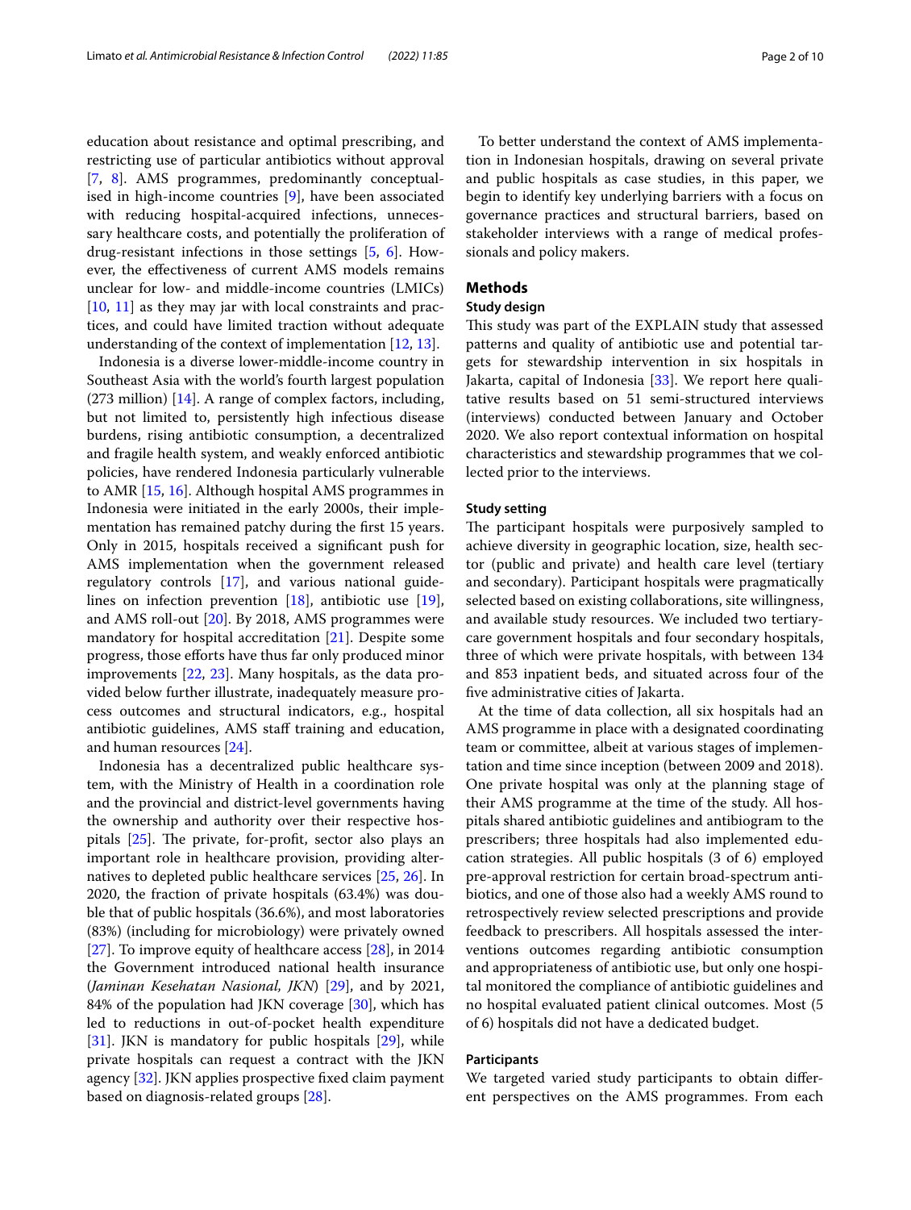education about resistance and optimal prescribing, and restricting use of particular antibiotics without approval [7, 8]. AMS programmes, predominantly conceptualised in high-income countries [9], have been associated with reducing hospital-acquired infections, unnecessary healthcare costs, and potentially the proliferation of drug-resistant infections in those settings [5, 6]. However, the effectiveness of current AMS models remains unclear for low- and middle-income countries (LMICs) [10, 11] as they may jar with local constraints and practices, and could have limited traction without adequate understanding of the context of implementation [12, 13].

Indonesia is a diverse lower-middle-income country in Southeast Asia with the world's fourth largest population (273 million) [14]. A range of complex factors, including, but not limited to, persistently high infectious disease burdens, rising antibiotic consumption, a decentralized and fragile health system, and weakly enforced antibiotic policies, have rendered Indonesia particularly vulnerable to AMR [15, 16]. Although hospital AMS programmes in Indonesia were initiated in the early 2000s, their implementation has remained patchy during the first 15 years. Only in 2015, hospitals received a significant push for AMS implementation when the government released regulatory controls [17], and various national guidelines on infection prevention [18], antibiotic use [19], and AMS roll-out [20]. By 2018, AMS programmes were mandatory for hospital accreditation [21]. Despite some progress, those efforts have thus far only produced minor improvements [22, 23]. Many hospitals, as the data provided below further illustrate, inadequately measure process outcomes and structural indicators, e.g., hospital antibiotic guidelines, AMS staff training and education, and human resources [24].

Indonesia has a decentralized public healthcare system, with the Ministry of Health in a coordination role and the provincial and district-level governments having the ownership and authority over their respective hospitals [25]. The private, for-profit, sector also plays an important role in healthcare provision, providing alternatives to depleted public healthcare services [25, 26]. In 2020, the fraction of private hospitals (63.4%) was double that of public hospitals (36.6%), and most laboratories (83%) (including for microbiology) were privately owned [27]. To improve equity of healthcare access [28], in 2014 the Government introduced national health insurance (*Jaminan Kesehatan Nasional, JKN*) [29], and by 2021, 84% of the population had JKN coverage [30], which has led to reductions in out-of-pocket health expenditure [31]. JKN is mandatory for public hospitals [29], while private hospitals can request a contract with the JKN agency [32]. JKN applies prospective fixed claim payment based on diagnosis-related groups [28].

To better understand the context of AMS implementation in Indonesian hospitals, drawing on several private and public hospitals as case studies, in this paper, we begin to identify key underlying barriers with a focus on governance practices and structural barriers, based on stakeholder interviews with a range of medical professionals and policy makers.

## Methods

### Study design

This study was part of the EXPLAIN study that assessed patterns and quality of antibiotic use and potential targets for stewardship intervention in six hospitals in Jakarta, capital of Indonesia [33]. We report here qualitative results based on 51 semi-structured interviews (interviews) conducted between January and October 2020. We also report contextual information on hospital characteristics and stewardship programmes that we collected prior to the interviews.

### Study setting

The participant hospitals were purposively sampled to achieve diversity in geographic location, size, health sector (public and private) and health care level (tertiary and secondary). Participant hospitals were pragmatically selected based on existing collaborations, site willingness, and available study resources. We included two tertiary-care government hospitals and four secondary hospitals, three of which were private hospitals, with between 134 and 853 inpatient beds, and situated across four of the five administrative cities of Jakarta.

At the time of data collection, all six hospitals had an AMS programme in place with a designated coordinating team or committee, albeit at various stages of implementation and time since inception (between 2009 and 2018). One private hospital was only at the planning stage of their AMS programme at the time of the study. All hospitals shared antibiotic guidelines and antibiogram to the prescribers; three hospitals had also implemented education strategies. All public hospitals (3 of 6) employed pre-approval restriction for certain broad-spectrum antibiotics, and one of those also had a weekly AMS round to retrospectively review selected prescriptions and provide feedback to prescribers. All hospitals assessed the interventions outcomes regarding antibiotic consumption and appropriateness of antibiotic use, but only one hospital monitored the compliance of antibiotic guidelines and no hospital evaluated patient clinical outcomes. Most (5 of 6) hospitals did not have a dedicated budget.

### Participants

We targeted varied study participants to obtain different perspectives on the AMS programmes. From each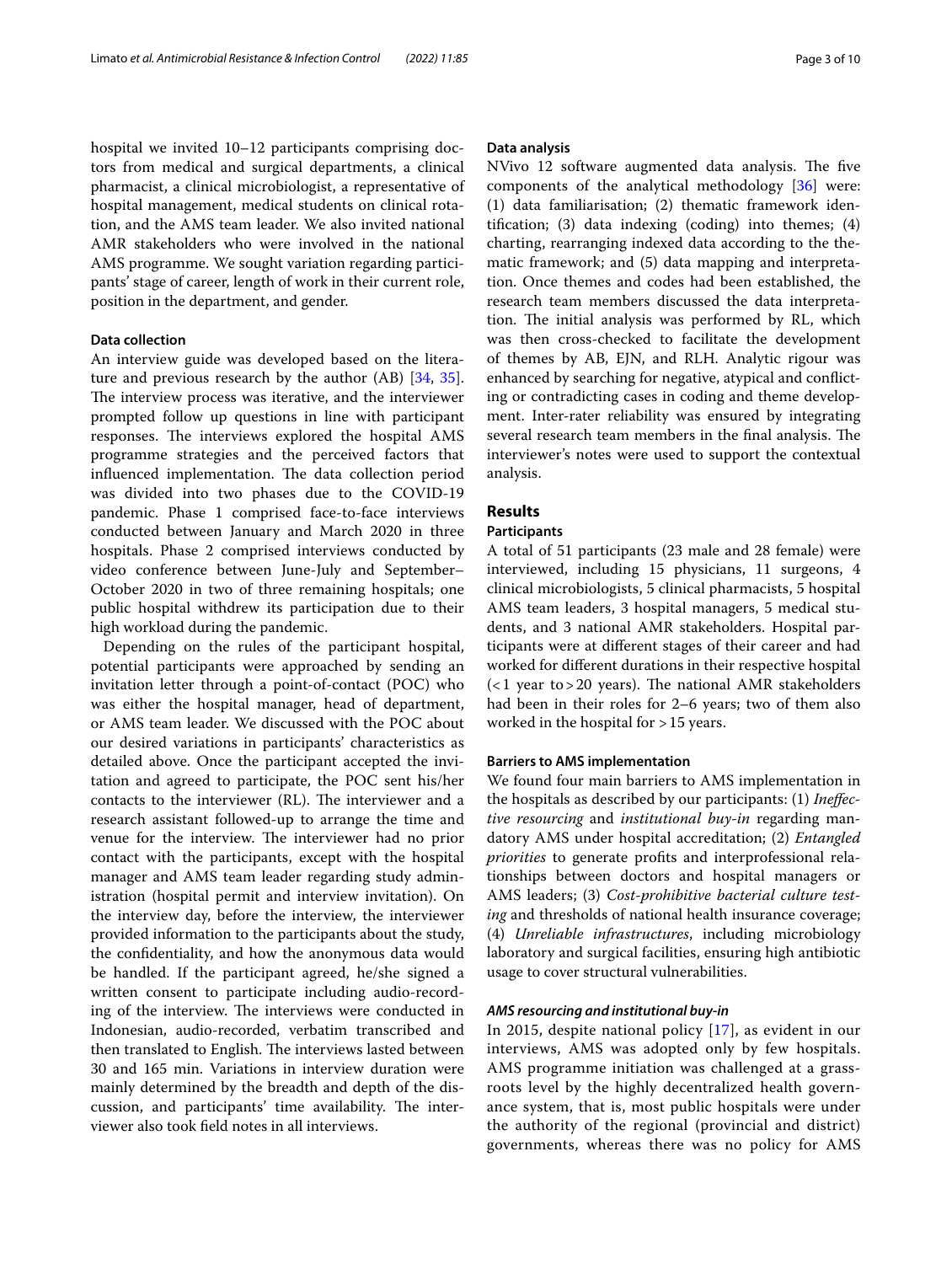hospital we invited 10–12 participants comprising doctors from medical and surgical departments, a clinical pharmacist, a clinical microbiologist, a representative of hospital management, medical students on clinical rotation, and the AMS team leader. We also invited national AMR stakeholders who were involved in the national AMS programme. We sought variation regarding participants' stage of career, length of work in their current role, position in the department, and gender.

### Data collection

An interview guide was developed based on the literature and previous research by the author (AB) [34, 35]. The interview process was iterative, and the interviewer prompted follow up questions in line with participant responses. The interviews explored the hospital AMS programme strategies and the perceived factors that influenced implementation. The data collection period was divided into two phases due to the COVID-19 pandemic. Phase 1 comprised face-to-face interviews conducted between January and March 2020 in three hospitals. Phase 2 comprised interviews conducted by video conference between June-July and September–October 2020 in two of three remaining hospitals; one public hospital withdrew its participation due to their high workload during the pandemic.

Depending on the rules of the participant hospital, potential participants were approached by sending an invitation letter through a point-of-contact (POC) who was either the hospital manager, head of department, or AMS team leader. We discussed with the POC about our desired variations in participants' characteristics as detailed above. Once the participant accepted the invitation and agreed to participate, the POC sent his/her contacts to the interviewer (RL). The interviewer and a research assistant followed-up to arrange the time and venue for the interview. The interviewer had no prior contact with the participants, except with the hospital manager and AMS team leader regarding study administration (hospital permit and interview invitation). On the interview day, before the interview, the interviewer provided information to the participants about the study, the confidentiality, and how the anonymous data would be handled. If the participant agreed, he/she signed a written consent to participate including audio-recording of the interview. The interviews were conducted in Indonesian, audio-recorded, verbatim transcribed and then translated to English. The interviews lasted between 30 and 165 min. Variations in interview duration were mainly determined by the breadth and depth of the discussion, and participants' time availability. The interviewer also took field notes in all interviews.

### Data analysis

NVivo 12 software augmented data analysis. The five components of the analytical methodology [36] were: (1) data familiarisation; (2) thematic framework identification; (3) data indexing (coding) into themes; (4) charting, rearranging indexed data according to the thematic framework; and (5) data mapping and interpretation. Once themes and codes had been established, the research team members discussed the data interpretation. The initial analysis was performed by RL, which was then cross-checked to facilitate the development of themes by AB, EJN, and RLH. Analytic rigour was enhanced by searching for negative, atypical and conflicting or contradicting cases in coding and theme development. Inter-rater reliability was ensured by integrating several research team members in the final analysis. The interviewer's notes were used to support the contextual analysis.

## Results

### Participants

A total of 51 participants (23 male and 28 female) were interviewed, including 15 physicians, 11 surgeons, 4 clinical microbiologists, 5 clinical pharmacists, 5 hospital AMS team leaders, 3 hospital managers, 5 medical students, and 3 national AMR stakeholders. Hospital participants were at different stages of their career and had worked for different durations in their respective hospital (<1 year to >20 years). The national AMR stakeholders had been in their roles for 2–6 years; two of them also worked in the hospital for >15 years.

### Barriers to AMS implementation

We found four main barriers to AMS implementation in the hospitals as described by our participants: (1) *Ineffective resourcing* and *institutional buy-in* regarding mandatory AMS under hospital accreditation; (2) *Entangled priorities* to generate profits and interprofessional relationships between doctors and hospital managers or AMS leaders; (3) *Cost-prohibitive bacterial culture testing* and thresholds of national health insurance coverage; (4) *Unreliable infrastructures*, including microbiology laboratory and surgical facilities, ensuring high antibiotic usage to cover structural vulnerabilities.

#### *AMS resourcing and institutional buy-in*

In 2015, despite national policy [17], as evident in our interviews, AMS was adopted only by few hospitals. AMS programme initiation was challenged at a grassroots level by the highly decentralized health governance system, that is, most public hospitals were under the authority of the regional (provincial and district) governments, whereas there was no policy for AMS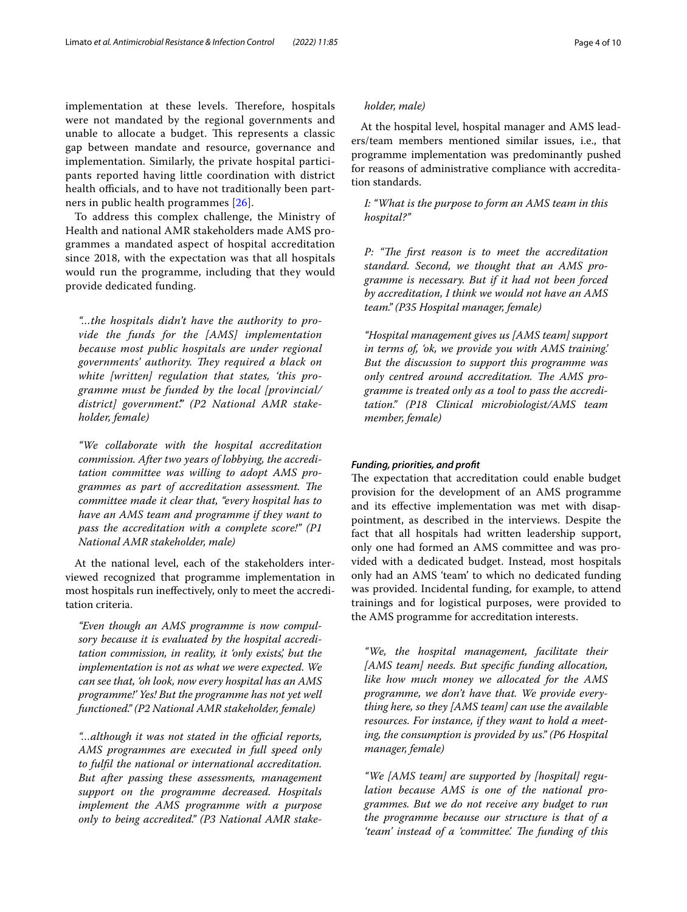implementation at these levels. Therefore, hospitals were not mandated by the regional governments and unable to allocate a budget. This represents a classic gap between mandate and resource, governance and implementation. Similarly, the private hospital participants reported having little coordination with district health officials, and to have not traditionally been partners in public health programmes [26].

To address this complex challenge, the Ministry of Health and national AMR stakeholders made AMS programmes a mandated aspect of hospital accreditation since 2018, with the expectation was that all hospitals would run the programme, including that they would provide dedicated funding.

> *"...the hospitals didn't have the authority to provide the funds for the [AMS] implementation because most public hospitals are under regional governments' authority. They required a black on white [written] regulation that states, 'this programme must be funded by the local [provincial/district] government'." (P2 National AMR stakeholder, female)*

> *"We collaborate with the hospital accreditation commission. After two years of lobbying, the accreditation committee was willing to adopt AMS programmes as part of accreditation assessment. The committee made it clear that, "every hospital has to have an AMS team and programme if they want to pass the accreditation with a complete score!" (P1 National AMR stakeholder, male)*

At the national level, each of the stakeholders interviewed recognized that programme implementation in most hospitals run ineffectively, only to meet the accreditation criteria.

> *"Even though an AMS programme is now compulsory because it is evaluated by the hospital accreditation commission, in reality, it 'only exists', but the implementation is not as what we were expected. We can see that, 'oh look, now every hospital has an AMS programme!' Yes! But the programme has not yet well functioned." (P2 National AMR stakeholder, female)*

> *"...although it was not stated in the official reports, AMS programmes are executed in full speed only to fulfil the national or international accreditation. But after passing these assessments, management support on the programme decreased. Hospitals implement the AMS programme with a purpose only to being accredited." (P3 National AMR stakeholder, male)*

At the hospital level, hospital manager and AMS leaders/team members mentioned similar issues, i.e., that programme implementation was predominantly pushed for reasons of administrative compliance with accreditation standards.

> *I: "What is the purpose to form an AMS team in this hospital?"*

> *P: "The first reason is to meet the accreditation standard. Second, we thought that an AMS programme is necessary. But if it had not been forced by accreditation, I think we would not have an AMS team." (P35 Hospital manager, female)*

> *"Hospital management gives us [AMS team] support in terms of, 'ok, we provide you with AMS training.' But the discussion to support this programme was only centred around accreditation. The AMS programme is treated only as a tool to pass the accreditation." (P18 Clinical microbiologist/AMS team member, female)*

#### Funding, priorities, and profit

The expectation that accreditation could enable budget provision for the development of an AMS programme and its effective implementation was met with disappointment, as described in the interviews. Despite the fact that all hospitals had written leadership support, only one had formed an AMS committee and was provided with a dedicated budget. Instead, most hospitals only had an AMS 'team' to which no dedicated funding was provided. Incidental funding, for example, to attend trainings and for logistical purposes, were provided to the AMS programme for accreditation interests.

> *"We, the hospital management, facilitate their [AMS team] needs. But specific funding allocation, like how much money we allocated for the AMS programme, we don't have that. We provide everything here, so they [AMS team] can use the available resources. For instance, if they want to hold a meeting, the consumption is provided by us." (P6 Hospital manager, female)*

> *"We [AMS team] are supported by [hospital] regulation because AMS is one of the national programmes. But we do not receive any budget to run the programme because our structure is that of a 'team' instead of a 'committee'. The funding of this*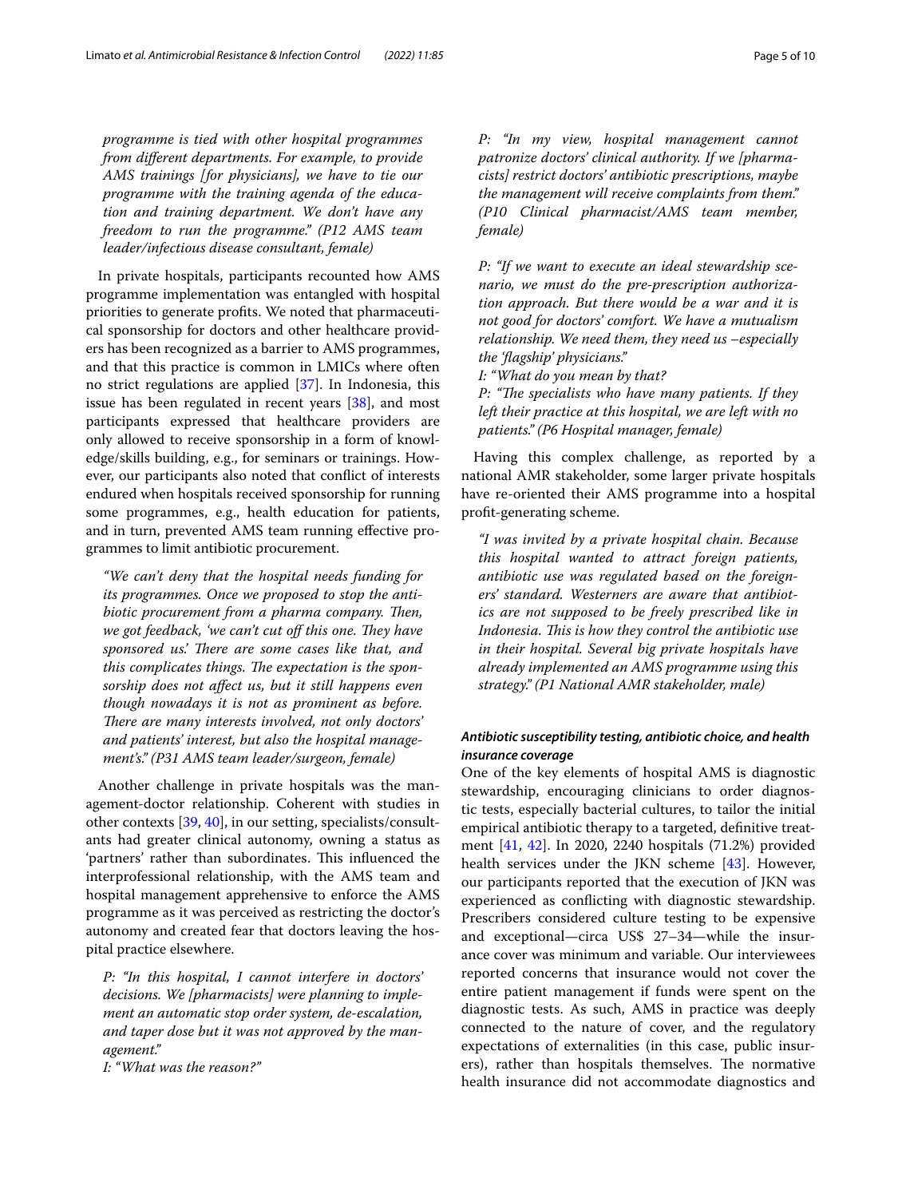*programme is tied with other hospital programmes from different departments. For example, to provide AMS trainings [for physicians], we have to tie our programme with the training agenda of the education and training department. We don't have any freedom to run the programme." (P12 AMS team leader/infectious disease consultant, female)*

In private hospitals, participants recounted how AMS programme implementation was entangled with hospital priorities to generate profits. We noted that pharmaceutical sponsorship for doctors and other healthcare providers has been recognized as a barrier to AMS programmes, and that this practice is common in LMICs where often no strict regulations are applied [37]. In Indonesia, this issue has been regulated in recent years [38], and most participants expressed that healthcare providers are only allowed to receive sponsorship in a form of knowledge/skills building, e.g., for seminars or trainings. However, our participants also noted that conflict of interests endured when hospitals received sponsorship for running some programmes, e.g., health education for patients, and in turn, prevented AMS team running effective programmes to limit antibiotic procurement.

*"We can't deny that the hospital needs funding for its programmes. Once we proposed to stop the antibiotic procurement from a pharma company. Then, we got feedback, 'we can't cut off this one. They have sponsored us.' There are some cases like that, and this complicates things. The expectation is the sponsorship does not affect us, but it still happens even though nowadays it is not as prominent as before. There are many interests involved, not only doctors' and patients' interest, but also the hospital management's." (P31 AMS team leader/surgeon, female)*

Another challenge in private hospitals was the management-doctor relationship. Coherent with studies in other contexts [39, 40], in our setting, specialists/consultants had greater clinical autonomy, owning a status as 'partners' rather than subordinates. This influenced the interprofessional relationship, with the AMS team and hospital management apprehensive to enforce the AMS programme as it was perceived as restricting the doctor's autonomy and created fear that doctors leaving the hospital practice elsewhere.

*P: "In this hospital, I cannot interfere in doctors' decisions. We [pharmacists] were planning to implement an automatic stop order system, de-escalation, and taper dose but it was not approved by the management."*
*I: "What was the reason?"*
*P: "In my view, hospital management cannot patronize doctors' clinical authority. If we [pharmacists] restrict doctors' antibiotic prescriptions, maybe the management will receive complaints from them." (P10 Clinical pharmacist/AMS team member, female)*

*P: "If we want to execute an ideal stewardship scenario, we must do the pre-prescription authorization approach. But there would be a war and it is not good for doctors' comfort. We have a mutualism relationship. We need them, they need us –especially the 'flagship' physicians."*
*I: "What do you mean by that?*
*P: "The specialists who have many patients. If they left their practice at this hospital, we are left with no patients." (P6 Hospital manager, female)*

Having this complex challenge, as reported by a national AMR stakeholder, some larger private hospitals have re-oriented their AMS programme into a hospital profit-generating scheme.

*"I was invited by a private hospital chain. Because this hospital wanted to attract foreign patients, antibiotic use was regulated based on the foreigners' standard. Westerners are aware that antibiotics are not supposed to be freely prescribed like in Indonesia. This is how they control the antibiotic use in their hospital. Several big private hospitals have already implemented an AMS programme using this strategy." (P1 National AMR stakeholder, male)*

#### *Antibiotic susceptibility testing, antibiotic choice, and health insurance coverage*

One of the key elements of hospital AMS is diagnostic stewardship, encouraging clinicians to order diagnostic tests, especially bacterial cultures, to tailor the initial empirical antibiotic therapy to a targeted, definitive treatment [41, 42]. In 2020, 2240 hospitals (71.2%) provided health services under the JKN scheme [43]. However, our participants reported that the execution of JKN was experienced as conflicting with diagnostic stewardship. Prescribers considered culture testing to be expensive and exceptional—circa US$ 27–34—while the insurance cover was minimum and variable. Our interviewees reported concerns that insurance would not cover the entire patient management if funds were spent on the diagnostic tests. As such, AMS in practice was deeply connected to the nature of cover, and the regulatory expectations of externalities (in this case, public insurers), rather than hospitals themselves. The normative health insurance did not accommodate diagnostics and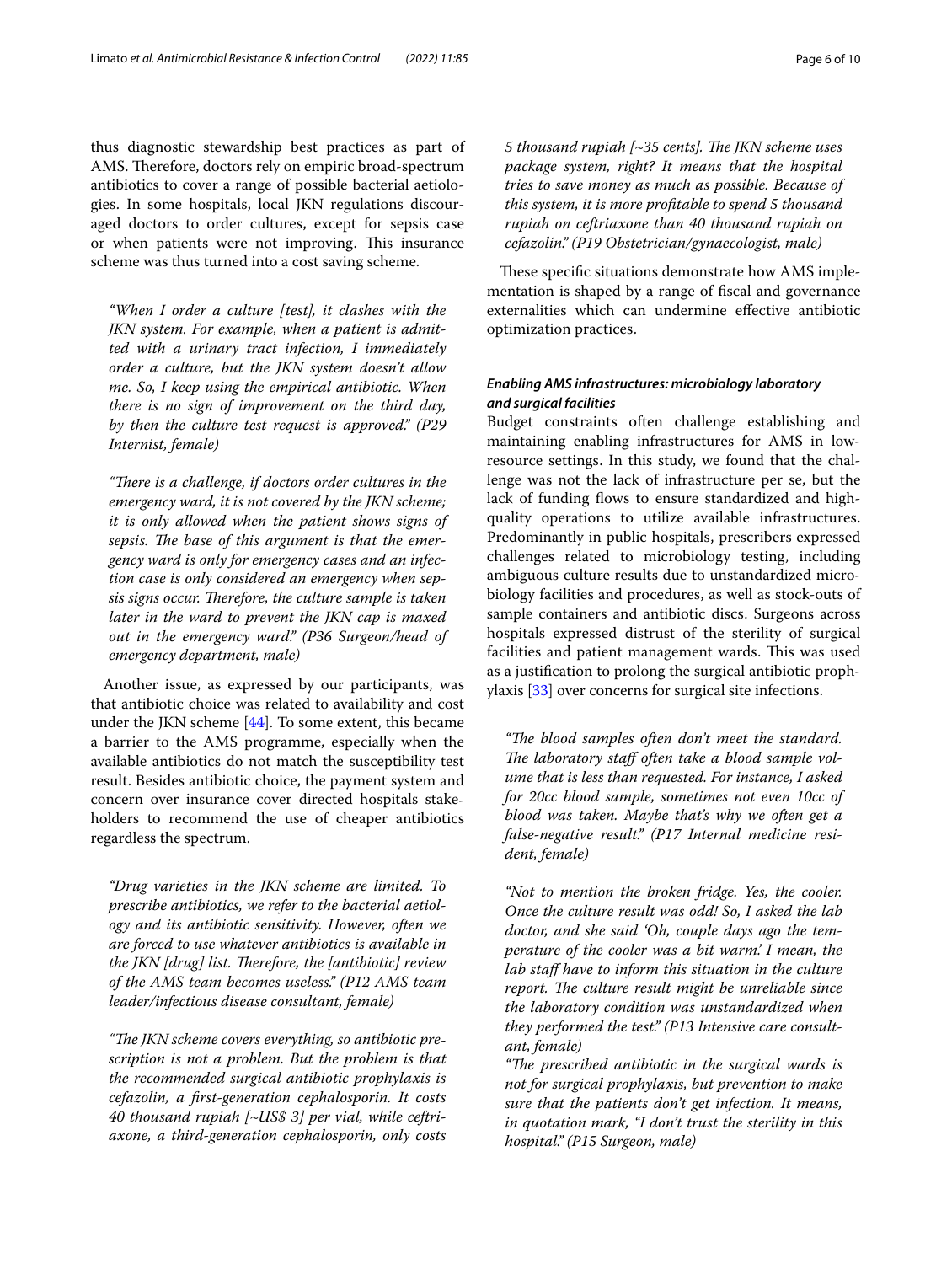thus diagnostic stewardship best practices as part of AMS. Therefore, doctors rely on empiric broad-spectrum antibiotics to cover a range of possible bacterial aetiologies. In some hospitals, local JKN regulations discouraged doctors to order cultures, except for sepsis case or when patients were not improving. This insurance scheme was thus turned into a cost saving scheme.

> *"When I order a culture [test], it clashes with the JKN system. For example, when a patient is admitted with a urinary tract infection, I immediately order a culture, but the JKN system doesn't allow me. So, I keep using the empirical antibiotic. When there is no sign of improvement on the third day, by then the culture test request is approved." (P29 Internist, female)*

> *"There is a challenge, if doctors order cultures in the emergency ward, it is not covered by the JKN scheme; it is only allowed when the patient shows signs of sepsis. The base of this argument is that the emergency ward is only for emergency cases and an infection case is only considered an emergency when sepsis signs occur. Therefore, the culture sample is taken later in the ward to prevent the JKN cap is maxed out in the emergency ward." (P36 Surgeon/head of emergency department, male)*

Another issue, as expressed by our participants, was that antibiotic choice was related to availability and cost under the JKN scheme [44]. To some extent, this became a barrier to the AMS programme, especially when the available antibiotics do not match the susceptibility test result. Besides antibiotic choice, the payment system and concern over insurance cover directed hospitals stakeholders to recommend the use of cheaper antibiotics regardless the spectrum.

> *"Drug varieties in the JKN scheme are limited. To prescribe antibiotics, we refer to the bacterial aetiology and its antibiotic sensitivity. However, often we are forced to use whatever antibiotics is available in the JKN [drug] list. Therefore, the [antibiotic] review of the AMS team becomes useless." (P12 AMS team leader/infectious disease consultant, female)*

> *"The JKN scheme covers everything, so antibiotic prescription is not a problem. But the problem is that the recommended surgical antibiotic prophylaxis is cefazolin, a first-generation cephalosporin. It costs 40 thousand rupiah [~US$ 3] per vial, while ceftriaxone, a third-generation cephalosporin, only costs 5 thousand rupiah [~35 cents]. The JKN scheme uses package system, right? It means that the hospital tries to save money as much as possible. Because of this system, it is more profitable to spend 5 thousand rupiah on ceftriaxone than 40 thousand rupiah on cefazolin." (P19 Obstetrician/gynaecologist, male)*

These specific situations demonstrate how AMS implementation is shaped by a range of fiscal and governance externalities which can undermine effective antibiotic optimization practices.

#### *Enabling AMS infrastructures: microbiology laboratory and surgical facilities*

Budget constraints often challenge establishing and maintaining enabling infrastructures for AMS in low-resource settings. In this study, we found that the challenge was not the lack of infrastructure per se, but the lack of funding flows to ensure standardized and high-quality operations to utilize available infrastructures. Predominantly in public hospitals, prescribers expressed challenges related to microbiology testing, including ambiguous culture results due to unstandardized microbiology facilities and procedures, as well as stock-outs of sample containers and antibiotic discs. Surgeons across hospitals expressed distrust of the sterility of surgical facilities and patient management wards. This was used as a justification to prolong the surgical antibiotic prophylaxis [33] over concerns for surgical site infections.

> *"The blood samples often don't meet the standard. The laboratory staff often take a blood sample volume that is less than requested. For instance, I asked for 20cc blood sample, sometimes not even 10cc of blood was taken. Maybe that's why we often get a false-negative result." (P17 Internal medicine resident, female)*

> *"Not to mention the broken fridge. Yes, the cooler. Once the culture result was odd! So, I asked the lab doctor, and she said 'Oh, couple days ago the temperature of the cooler was a bit warm.' I mean, the lab staff have to inform this situation in the culture report. The culture result might be unreliable since the laboratory condition was unstandardized when they performed the test." (P13 Intensive care consultant, female)*

> *"The prescribed antibiotic in the surgical wards is not for surgical prophylaxis, but prevention to make sure that the patients don't get infection. It means, in quotation mark, "I don't trust the sterility in this hospital." (P15 Surgeon, male)*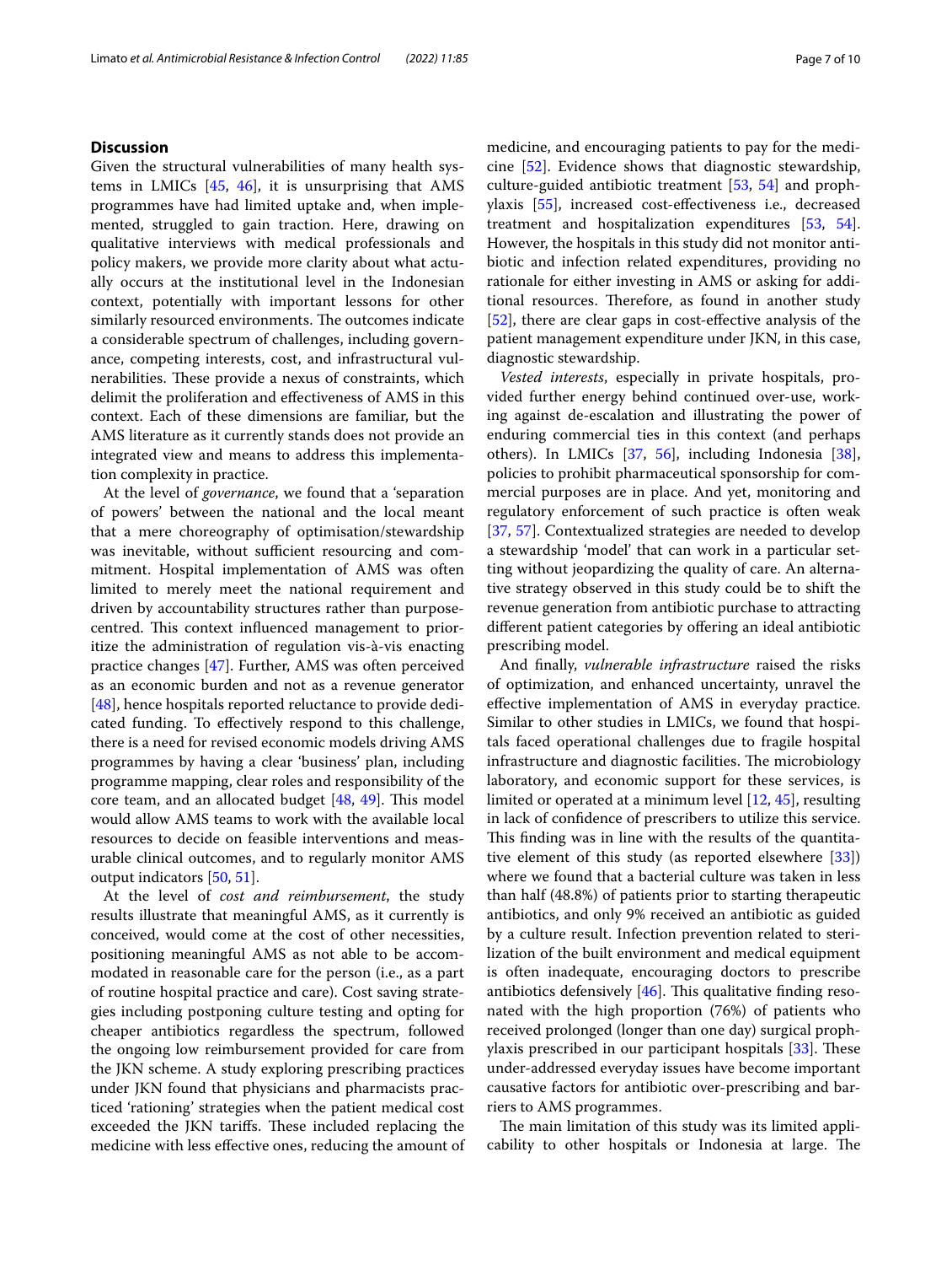## Discussion

Given the structural vulnerabilities of many health systems in LMICs [45, 46], it is unsurprising that AMS programmes have had limited uptake and, when implemented, struggled to gain traction. Here, drawing on qualitative interviews with medical professionals and policy makers, we provide more clarity about what actually occurs at the institutional level in the Indonesian context, potentially with important lessons for other similarly resourced environments. The outcomes indicate a considerable spectrum of challenges, including governance, competing interests, cost, and infrastructural vulnerabilities. These provide a nexus of constraints, which delimit the proliferation and effectiveness of AMS in this context. Each of these dimensions are familiar, but the AMS literature as it currently stands does not provide an integrated view and means to address this implementation complexity in practice.

At the level of *governance*, we found that a 'separation of powers' between the national and the local meant that a mere choreography of optimisation/stewardship was inevitable, without sufficient resourcing and commitment. Hospital implementation of AMS was often limited to merely meet the national requirement and driven by accountability structures rather than purpose-centred. This context influenced management to prioritize the administration of regulation vis-à-vis enacting practice changes [47]. Further, AMS was often perceived as an economic burden and not as a revenue generator [48], hence hospitals reported reluctance to provide dedicated funding. To effectively respond to this challenge, there is a need for revised economic models driving AMS programmes by having a clear 'business' plan, including programme mapping, clear roles and responsibility of the core team, and an allocated budget [48, 49]. This model would allow AMS teams to work with the available local resources to decide on feasible interventions and measurable clinical outcomes, and to regularly monitor AMS output indicators [50, 51].

At the level of *cost and reimbursement*, the study results illustrate that meaningful AMS, as it currently is conceived, would come at the cost of other necessities, positioning meaningful AMS as not able to be accommodated in reasonable care for the person (i.e., as a part of routine hospital practice and care). Cost saving strategies including postponing culture testing and opting for cheaper antibiotics regardless the spectrum, followed the ongoing low reimbursement provided for care from the JKN scheme. A study exploring prescribing practices under JKN found that physicians and pharmacists practiced 'rationing' strategies when the patient medical cost exceeded the JKN tariffs. These included replacing the medicine with less effective ones, reducing the amount of medicine, and encouraging patients to pay for the medicine [52]. Evidence shows that diagnostic stewardship, culture-guided antibiotic treatment [53, 54] and prophylaxis [55], increased cost-effectiveness i.e., decreased treatment and hospitalization expenditures [53, 54]. However, the hospitals in this study did not monitor antibiotic and infection related expenditures, providing no rationale for either investing in AMS or asking for additional resources. Therefore, as found in another study [52], there are clear gaps in cost-effective analysis of the patient management expenditure under JKN, in this case, diagnostic stewardship.

*Vested interests*, especially in private hospitals, provided further energy behind continued over-use, working against de-escalation and illustrating the power of enduring commercial ties in this context (and perhaps others). In LMICs [37, 56], including Indonesia [38], policies to prohibit pharmaceutical sponsorship for commercial purposes are in place. And yet, monitoring and regulatory enforcement of such practice is often weak [37, 57]. Contextualized strategies are needed to develop a stewardship 'model' that can work in a particular setting without jeopardizing the quality of care. An alternative strategy observed in this study could be to shift the revenue generation from antibiotic purchase to attracting different patient categories by offering an ideal antibiotic prescribing model.

And finally, *vulnerable infrastructure* raised the risks of optimization, and enhanced uncertainty, unravel the effective implementation of AMS in everyday practice. Similar to other studies in LMICs, we found that hospitals faced operational challenges due to fragile hospital infrastructure and diagnostic facilities. The microbiology laboratory, and economic support for these services, is limited or operated at a minimum level [12, 45], resulting in lack of confidence of prescribers to utilize this service. This finding was in line with the results of the quantitative element of this study (as reported elsewhere [33]) where we found that a bacterial culture was taken in less than half (48.8%) of patients prior to starting therapeutic antibiotics, and only 9% received an antibiotic as guided by a culture result. Infection prevention related to sterilization of the built environment and medical equipment is often inadequate, encouraging doctors to prescribe antibiotics defensively [46]. This qualitative finding resonated with the high proportion (76%) of patients who received prolonged (longer than one day) surgical prophylaxis prescribed in our participant hospitals [33]. These under-addressed everyday issues have become important causative factors for antibiotic over-prescribing and barriers to AMS programmes.

The main limitation of this study was its limited applicability to other hospitals or Indonesia at large. The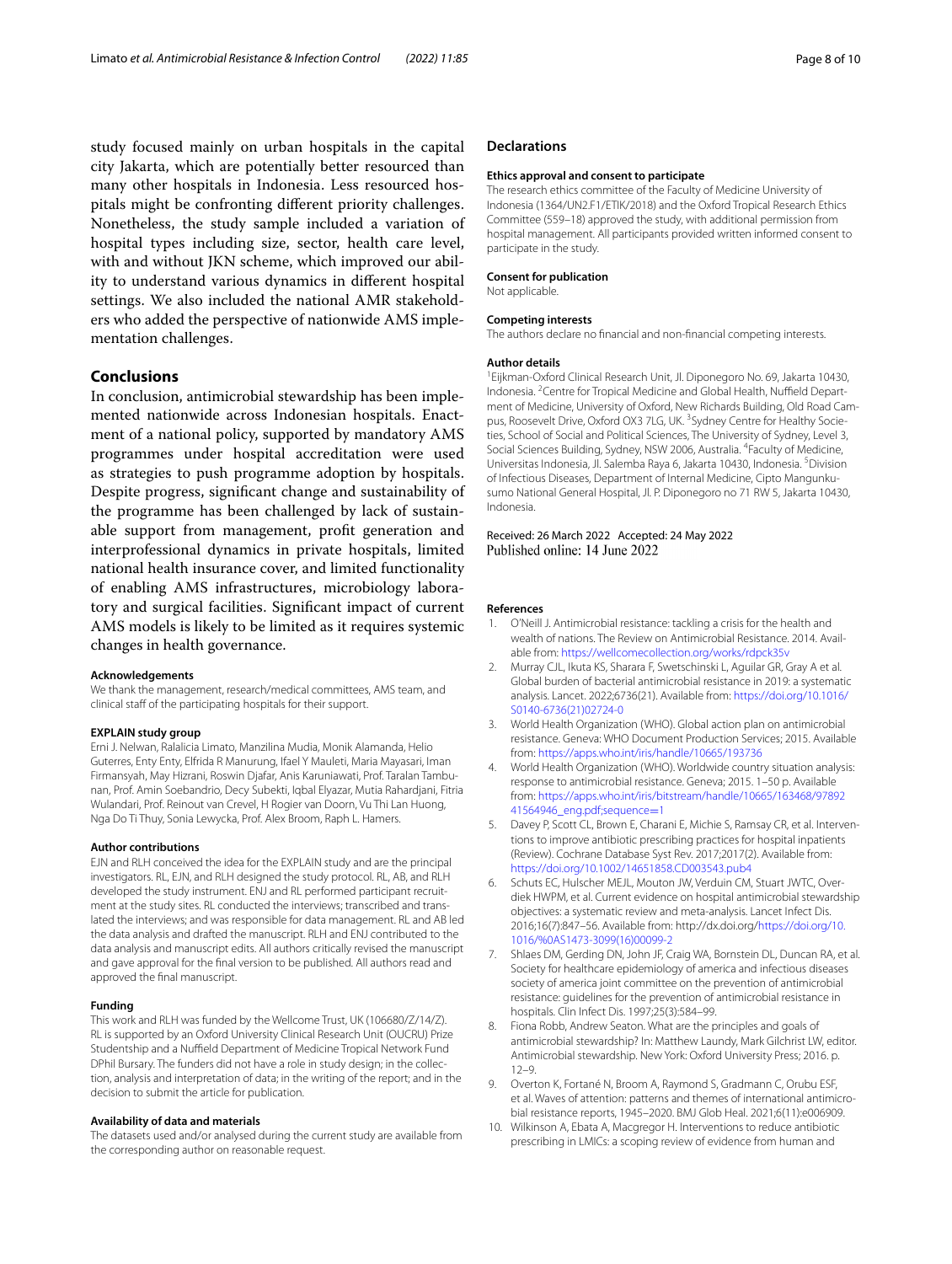study focused mainly on urban hospitals in the capital city Jakarta, which are potentially better resourced than many other hospitals in Indonesia. Less resourced hospitals might be confronting different priority challenges. Nonetheless, the study sample included a variation of hospital types including size, sector, health care level, with and without JKN scheme, which improved our ability to understand various dynamics in different hospital settings. We also included the national AMR stakeholders who added the perspective of nationwide AMS implementation challenges.

## Conclusions

In conclusion, antimicrobial stewardship has been implemented nationwide across Indonesian hospitals. Enactment of a national policy, supported by mandatory AMS programmes under hospital accreditation were used as strategies to push programme adoption by hospitals. Despite progress, significant change and sustainability of the programme has been challenged by lack of sustainable support from management, profit generation and interprofessional dynamics in private hospitals, limited national health insurance cover, and limited functionality of enabling AMS infrastructures, microbiology laboratory and surgical facilities. Significant impact of current AMS models is likely to be limited as it requires systemic changes in health governance.

#### Acknowledgements

We thank the management, research/medical committees, AMS team, and clinical staff of the participating hospitals for their support.

#### EXPLAIN study group

Erni J. Nelwan, Ralalicia Limato, Manzilina Mudia, Monik Alamanda, Helio Guterres, Enty Enty, Elfrida R Manurung, Ifael Y Mauleti, Maria Mayasari, Iman Firmansyah, May Hizrani, Roswin Djafar, Anis Karuniawati, Prof. Taralan Tambunan, Prof. Amin Soebandrio, Decy Subekti, Iqbal Elyazar, Mutia Rahardjani, Fitria Wulandari, Prof. Reinout van Crevel, H Rogier van Doorn, Vu Thi Lan Huong, Nga Do Ti Thuy, Sonia Lewycka, Prof. Alex Broom, Raph L. Hamers.

#### Author contributions

EJN and RLH conceived the idea for the EXPLAIN study and are the principal investigators. RL, EJN, and RLH designed the study protocol. RL, AB, and RLH developed the study instrument. ENJ and RL performed participant recruitment at the study sites. RL conducted the interviews; transcribed and translated the interviews; and was responsible for data management. RL and AB led the data analysis and drafted the manuscript. RLH and ENJ contributed to the data analysis and manuscript edits. All authors critically revised the manuscript and gave approval for the final version to be published. All authors read and approved the final manuscript.

#### Funding

This work and RLH was funded by the Wellcome Trust, UK (106680/Z/14/Z). RL is supported by an Oxford University Clinical Research Unit (OUCRU) Prize Studentship and a Nuffield Department of Medicine Tropical Network Fund DPhil Bursary. The funders did not have a role in study design; in the collection, analysis and interpretation of data; in the writing of the report; and in the decision to submit the article for publication.

#### Availability of data and materials

The datasets used and/or analysed during the current study are available from the corresponding author on reasonable request.

## Declarations

#### Ethics approval and consent to participate

The research ethics committee of the Faculty of Medicine University of Indonesia (1364/UN2.F1/ETIK/2018) and the Oxford Tropical Research Ethics Committee (559–18) approved the study, with additional permission from hospital management. All participants provided written informed consent to participate in the study.

#### Consent for publication

Not applicable.

#### Competing interests

The authors declare no financial and non-financial competing interests.

#### Author details

[1]Eijkman-Oxford Clinical Research Unit, Jl. Diponegoro No. 69, Jakarta 10430, Indonesia. [2]Centre for Tropical Medicine and Global Health, Nuffield Department of Medicine, University of Oxford, New Richards Building, Old Road Campus, Roosevelt Drive, Oxford OX3 7LG, UK. [3]Sydney Centre for Healthy Societies, School of Social and Political Sciences, The University of Sydney, Level 3, Social Sciences Building, Sydney, NSW 2006, Australia. [4]Faculty of Medicine, Universitas Indonesia, Jl. Salemba Raya 6, Jakarta 10430, Indonesia. [5]Division of Infectious Diseases, Department of Internal Medicine, Cipto Mangunkusumo National General Hospital, Jl. P. Diponegoro no 71 RW 5, Jakarta 10430, Indonesia.

Received: 26 March 2022 Accepted: 24 May 2022
Published online: 14 June 2022

#### References

1. O'Neill J. Antimicrobial resistance: tackling a crisis for the health and wealth of nations. The Review on Antimicrobial Resistance. 2014. Available from: https://wellcomecollection.org/works/rdpck35v
2. Murray CJL, Ikuta KS, Sharara F, Swetschinski L, Aguilar GR, Gray A et al. Global burden of bacterial antimicrobial resistance in 2019: a systematic analysis. Lancet. 2022;6736(21). Available from: https://doi.org/10.1016/S0140-6736(21)02724-0
3. World Health Organization (WHO). Global action plan on antimicrobial resistance. Geneva: WHO Document Production Services; 2015. Available from: https://apps.who.int/iris/handle/10665/193736
4. World Health Organization (WHO). Worldwide country situation analysis: response to antimicrobial resistance. Geneva; 2015. 1–50 p. Available from: https://apps.who.int/iris/bitstream/handle/10665/163468/9789241564946_eng.pdf;sequence=1
5. Davey P, Scott CL, Brown E, Charani E, Michie S, Ramsay CR, et al. Interventions to improve antibiotic prescribing practices for hospital inpatients (Review). Cochrane Database Syst Rev. 2017;2017(2). Available from: https://doi.org/10.1002/14651858.CD003543.pub4
6. Schuts EC, Hulscher MEJL, Mouton JW, Verduin CM, Stuart JWTC, Overdiek HWPM, et al. Current evidence on hospital antimicrobial stewardship objectives: a systematic review and meta-analysis. Lancet Infect Dis. 2016;16(7):847–56. Available from: http://dx.doi.org/https://doi.org/10.1016/%0AS1473-3099(16)00099-2
7. Shlaes DM, Gerding DN, John JF, Craig WA, Bornstein DL, Duncan RA, et al. Society for healthcare epidemiology of america and infectious diseases society of america joint committee on the prevention of antimicrobial resistance: guidelines for the prevention of antimicrobial resistance in hospitals. Clin Infect Dis. 1997;25(3):584–99.
8. Fiona Robb, Andrew Seaton. What are the principles and goals of antimicrobial stewardship? In: Matthew Laundy, Mark Gilchrist LW, editor. Antimicrobial stewardship. New York: Oxford University Press; 2016. p. 12–9.
9. Overton K, Fortané N, Broom A, Raymond S, Gradmann C, Orubu ESF, et al. Waves of attention: patterns and themes of international antimicrobial resistance reports, 1945–2020. BMJ Glob Heal. 2021;6(11):e006909.
10. Wilkinson A, Ebata A, Macgregor H. Interventions to reduce antibiotic prescribing in LMICs: a scoping review of evidence from human and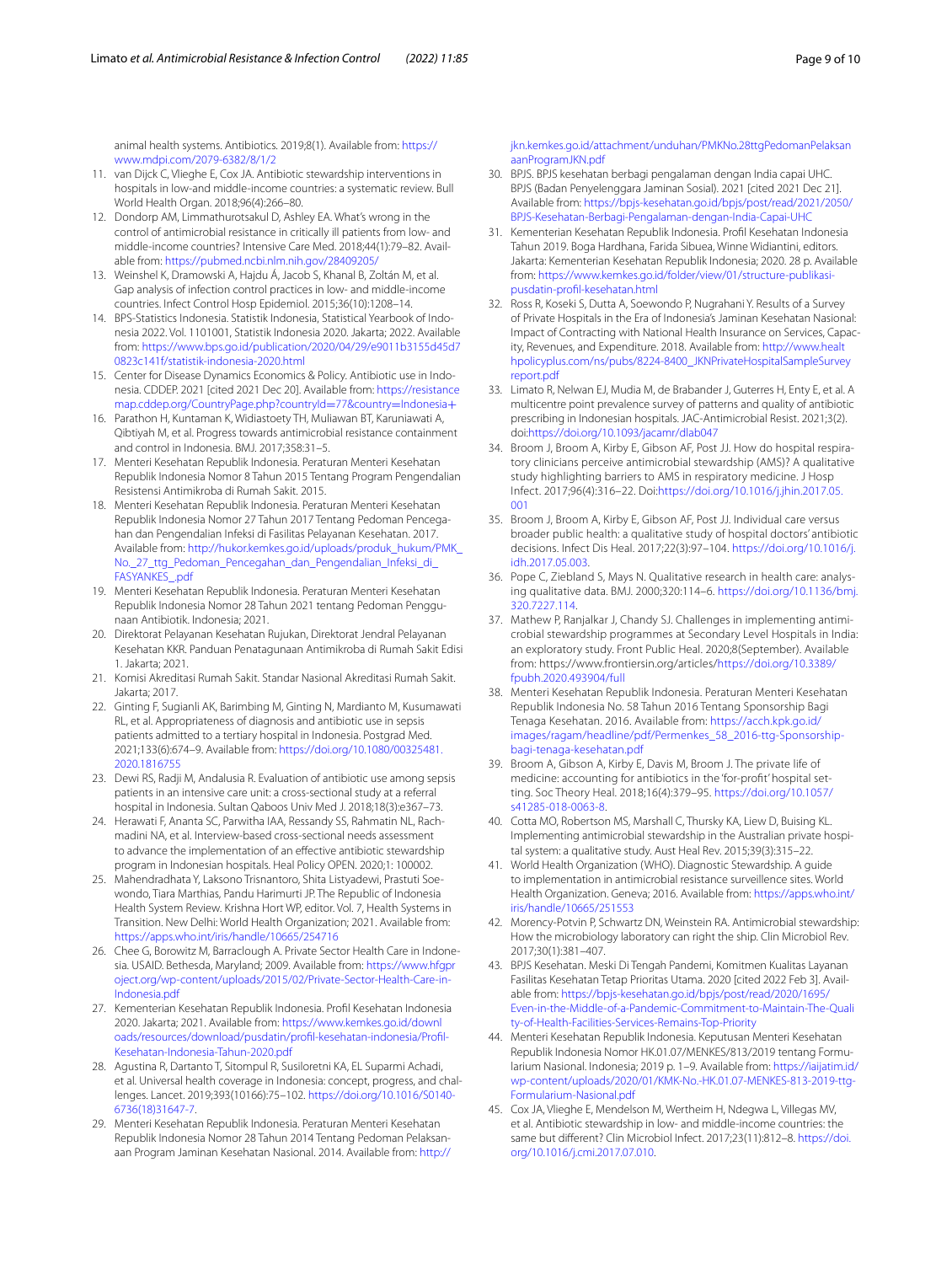animal health systems. Antibiotics. 2019;8(1). Available from: https://www.mdpi.com/2079-6382/8/1/2

11. van Dijck C, Vlieghe E, Cox JA. Antibiotic stewardship interventions in hospitals in low-and middle-income countries: a systematic review. Bull World Health Organ. 2018;96(4):266–80.
12. Dondorp AM, Limmathurotsakul D, Ashley EA. What's wrong in the control of antimicrobial resistance in critically ill patients from low- and middle-income countries? Intensive Care Med. 2018;44(1):79–82. Available from: https://pubmed.ncbi.nlm.nih.gov/28409205/
13. Weinshel K, Dramowski A, Hajdu Á, Jacob S, Khanal B, Zoltán M, et al. Gap analysis of infection control practices in low- and middle-income countries. Infect Control Hosp Epidemiol. 2015;36(10):1208–14.
14. BPS-Statistics Indonesia. Statistik Indonesia, Statistical Yearbook of Indonesia 2022. Vol. 1101001, Statistik Indonesia 2020. Jakarta; 2022. Available from: https://www.bps.go.id/publication/2020/04/29/e9011b3155d45d70823c141f/statistik-indonesia-2020.html
15. Center for Disease Dynamics Economics & Policy. Antibiotic use in Indonesia. CDDEP. 2021 [cited 2021 Dec 20]. Available from: https://resistancemap.cddep.org/CountryPage.php?countryId=77&country=Indonesia+
16. Parathon H, Kuntaman K, Widiastoety TH, Muliawan BT, Karuniawati A, Qibtiyah M, et al. Progress towards antimicrobial resistance containment and control in Indonesia. BMJ. 2017;358:31–5.
17. Menteri Kesehatan Republik Indonesia. Peraturan Menteri Kesehatan Republik Indonesia Nomor 8 Tahun 2015 Tentang Program Pengendalian Resistensi Antimikroba di Rumah Sakit. 2015.
18. Menteri Kesehatan Republik Indonesia. Peraturan Menteri Kesehatan Republik Indonesia Nomor 27 Tahun 2017 Tentang Pedoman Pencegahan dan Pengendalian Infeksi di Fasilitas Pelayanan Kesehatan. 2017. Available from: http://hukor.kemkes.go.id/uploads/produk_hukum/PMK_No._27_ttg_Pedoman_Pencegahan_dan_Pengendalian_Infeksi_di_FASYANKES_.pdf
19. Menteri Kesehatan Republik Indonesia. Peraturan Menteri Kesehatan Republik Indonesia Nomor 28 Tahun 2021 tentang Pedoman Penggunaan Antibiotik. Indonesia; 2021.
20. Direktorat Pelayanan Kesehatan Rujukan, Direktorat Jendral Pelayanan Kesehatan KKR. Panduan Penatagunaan Antimikroba di Rumah Sakit Edisi 1. Jakarta; 2021.
21. Komisi Akreditasi Rumah Sakit. Standar Nasional Akreditasi Rumah Sakit. Jakarta; 2017.
22. Ginting F, Sugianli AK, Barimbing M, Ginting N, Mardianto M, Kusumawati RL, et al. Appropriateness of diagnosis and antibiotic use in sepsis patients admitted to a tertiary hospital in Indonesia. Postgrad Med. 2021;133(6):674–9. Available from: https://doi.org/10.1080/00325481.2020.1816755
23. Dewi RS, Radji M, Andalusia R. Evaluation of antibiotic use among sepsis patients in an intensive care unit: a cross-sectional study at a referral hospital in Indonesia. Sultan Qaboos Univ Med J. 2018;18(3):e367–73.
24. Herawati F, Ananta SC, Parwitha IAA, Ressandy SS, Rahmatin NL, Rachmadini NA, et al. Interview-based cross-sectional needs assessment to advance the implementation of an effective antibiotic stewardship program in Indonesian hospitals. Heal Policy OPEN. 2020;1: 100002.
25. Mahendradhata Y, Laksono Trisnantoro, Shita Listyadewi, Prastuti Soewondo, Tiara Marthias, Pandu Harimurti JP. The Republic of Indonesia Health System Review. Krishna Hort WP, editor. Vol. 7, Health Systems in Transition. New Delhi: World Health Organization; 2021. Available from: https://apps.who.int/iris/handle/10665/254716
26. Chee G, Borowitz M, Barraclough A. Private Sector Health Care in Indonesia. USAID. Bethesda, Maryland; 2009. Available from: https://www.hfgproject.org/wp-content/uploads/2015/02/Private-Sector-Health-Care-in-Indonesia.pdf
27. Kementerian Kesehatan Republik Indonesia. Profil Kesehatan Indonesia 2020. Jakarta; 2021. Available from: https://www.kemkes.go.id/downloads/resources/download/pusdatin/profil-kesehatan-indonesia/Profil-Kesehatan-Indonesia-Tahun-2020.pdf
28. Agustina R, Dartanto T, Sitompul R, Susiloretni KA, EL Suparmi Achadi, et al. Universal health coverage in Indonesia: concept, progress, and challenges. Lancet. 2019;393(10166):75–102. https://doi.org/10.1016/S0140-6736(18)31647-7.
29. Menteri Kesehatan Republik Indonesia. Peraturan Menteri Kesehatan Republik Indonesia Nomor 28 Tahun 2014 Tentang Pedoman Pelaksanaan Program Jaminan Kesehatan Nasional. 2014. Available from: http://jkn.kemkes.go.id/attachment/unduhan/PMKNo.28ttgPedomanPelaksanaanProgramJKN.pdf
30. BPJS. BPJS kesehatan berbagi pengalaman dengan India capai UHC. BPJS (Badan Penyelenggara Jaminan Sosial). 2021 [cited 2021 Dec 21]. Available from: https://bpjs-kesehatan.go.id/bpjs/post/read/2021/2050/BPJS-Kesehatan-Berbagi-Pengalaman-dengan-India-Capai-UHC
31. Kementerian Kesehatan Republik Indonesia. Profil Kesehatan Indonesia Tahun 2019. Boga Hardhana, Farida Sibuea, Winne Widiantini, editors. Jakarta: Kementerian Kesehatan Republik Indonesia; 2020. 28 p. Available from: https://www.kemkes.go.id/folder/view/01/structure-publikasi-pusdatin-profil-kesehatan.html
32. Ross R, Koseki S, Dutta A, Soewondo P, Nugrahani Y. Results of a Survey of Private Hospitals in the Era of Indonesia's Jaminan Kesehatan Nasional: Impact of Contracting with National Health Insurance on Services, Capacity, Revenues, and Expenditure. 2018. Available from: http://www.healthpolicyplus.com/ns/pubs/8224-8400_JKNPrivateHospitalSampleSurveyreport.pdf
33. Limato R, Nelwan EJ, Mudia M, de Brabander J, Guterres H, Enty E, et al. A multicentre point prevalence survey of patterns and quality of antibiotic prescribing in Indonesian hospitals. JAC-Antimicrobial Resist. 2021;3(2). doi:https://doi.org/10.1093/jacamr/dlab047
34. Broom J, Broom A, Kirby E, Gibson AF, Post JJ. How do hospital respiratory clinicians perceive antimicrobial stewardship (AMS)? A qualitative study highlighting barriers to AMS in respiratory medicine. J Hosp Infect. 2017;96(4):316–22. Doi:https://doi.org/10.1016/j.jhin.2017.05.001
35. Broom J, Broom A, Kirby E, Gibson AF, Post JJ. Individual care versus broader public health: a qualitative study of hospital doctors' antibiotic decisions. Infect Dis Heal. 2017;22(3):97–104. https://doi.org/10.1016/j.idh.2017.05.003.
36. Pope C, Ziebland S, Mays N. Qualitative research in health care: analysing qualitative data. BMJ. 2000;320:114–6. https://doi.org/10.1136/bmj.320.7227.114.
37. Mathew P, Ranjalkar J, Chandy SJ. Challenges in implementing antimicrobial stewardship programmes at Secondary Level Hospitals in India: an exploratory study. Front Public Heal. 2020;8(September). Available from: https://www.frontiersin.org/articles/https://doi.org/10.3389/fpubh.2020.493904/full
38. Menteri Kesehatan Republik Indonesia. Peraturan Menteri Kesehatan Republik Indonesia No. 58 Tahun 2016 Tentang Sponsorship Bagi Tenaga Kesehatan. 2016. Available from: https://acch.kpk.go.id/images/ragam/headline/pdf/Permenkes_58_2016-ttg-Sponsorship-bagi-tenaga-kesehatan.pdf
39. Broom A, Gibson A, Kirby E, Davis M, Broom J. The private life of medicine: accounting for antibiotics in the 'for-profit' hospital setting. Soc Theory Heal. 2018;16(4):379–95. https://doi.org/10.1057/s41285-018-0063-8.
40. Cotta MO, Robertson MS, Marshall C, Thursky KA, Liew D, Buising KL. Implementing antimicrobial stewardship in the Australian private hospital system: a qualitative study. Aust Heal Rev. 2015;39(3):315–22.
41. World Health Organization (WHO). Diagnostic Stewardship. A guide to implementation in antimicrobial resistance surveillence sites. World Health Organization. Geneva; 2016. Available from: https://apps.who.int/iris/handle/10665/251553
42. Morency-Potvin P, Schwartz DN, Weinstein RA. Antimicrobial stewardship: How the microbiology laboratory can right the ship. Clin Microbiol Rev. 2017;30(1):381–407.
43. BPJS Kesehatan. Meski Di Tengah Pandemi, Komitmen Kualitas Layanan Fasilitas Kesehatan Tetap Prioritas Utama. 2020 [cited 2022 Feb 3]. Available from: https://bpjs-kesehatan.go.id/bpjs/post/read/2020/1695/Even-in-the-Middle-of-a-Pandemic-Commitment-to-Maintain-The-Quality-of-Health-Facilities-Services-Remains-Top-Priority
44. Menteri Kesehatan Republik Indonesia. Keputusan Menteri Kesehatan Republik Indonesia Nomor HK.01.07/MENKES/813/2019 tentang Formularium Nasional. Indonesia; 2019 p. 1–9. Available from: https://iaijatim.id/wp-content/uploads/2020/01/KMK-No.-HK.01.07-MENKES-813-2019-ttg-Formularium-Nasional.pdf
45. Cox JA, Vlieghe E, Mendelson M, Wertheim H, Ndegwa L, Villegas MV, et al. Antibiotic stewardship in low- and middle-income countries: the same but different? Clin Microbiol Infect. 2017;23(11):812–8. https://doi.org/10.1016/j.cmi.2017.07.010.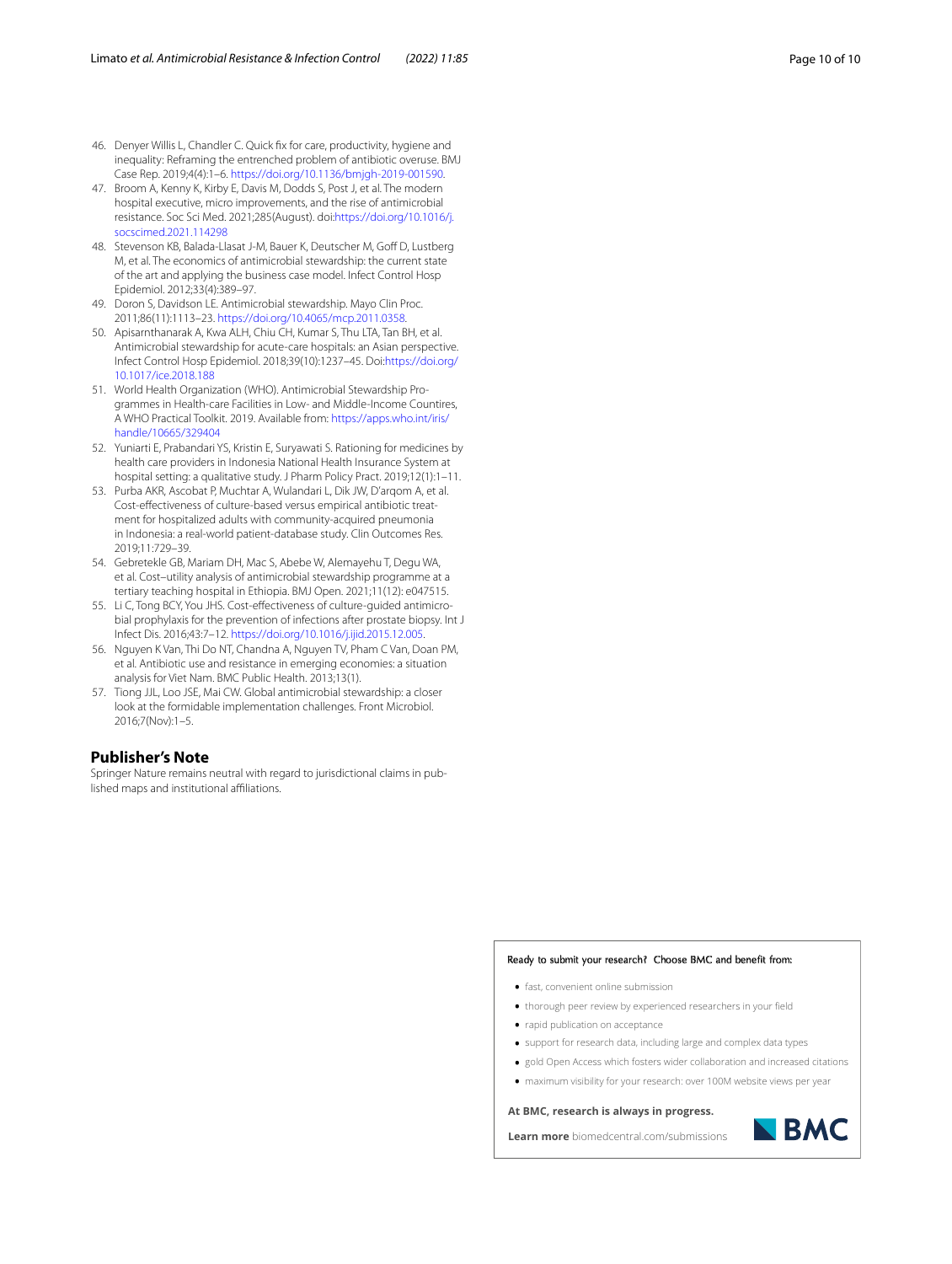46. Denyer Willis L, Chandler C. Quick fix for care, productivity, hygiene and inequality: Reframing the entrenched problem of antibiotic overuse. BMJ Case Rep. 2019;4(4):1–6. https://doi.org/10.1136/bmjgh-2019-001590.
47. Broom A, Kenny K, Kirby E, Davis M, Dodds S, Post J, et al. The modern hospital executive, micro improvements, and the rise of antimicrobial resistance. Soc Sci Med. 2021;285(August). doi:https://doi.org/10.1016/j.socscimed.2021.114298
48. Stevenson KB, Balada-Llasat J-M, Bauer K, Deutscher M, Goff D, Lustberg M, et al. The economics of antimicrobial stewardship: the current state of the art and applying the business case model. Infect Control Hosp Epidemiol. 2012;33(4):389–97.
49. Doron S, Davidson LE. Antimicrobial stewardship. Mayo Clin Proc. 2011;86(11):1113–23. https://doi.org/10.4065/mcp.2011.0358.
50. Apisarnthanarak A, Kwa ALH, Chiu CH, Kumar S, Thu LTA, Tan BH, et al. Antimicrobial stewardship for acute-care hospitals: an Asian perspective. Infect Control Hosp Epidemiol. 2018;39(10):1237–45. Doi:https://doi.org/10.1017/ice.2018.188
51. World Health Organization (WHO). Antimicrobial Stewardship Programmes in Health-care Facilities in Low- and Middle-Income Countires, A WHO Practical Toolkit. 2019. Available from: https://apps.who.int/iris/handle/10665/329404
52. Yuniarti E, Prabandari YS, Kristin E, Suryawati S. Rationing for medicines by health care providers in Indonesia National Health Insurance System at hospital setting: a qualitative study. J Pharm Policy Pract. 2019;12(1):1–11.
53. Purba AKR, Ascobat P, Muchtar A, Wulandari L, Dik JW, D'arqom A, et al. Cost-effectiveness of culture-based versus empirical antibiotic treatment for hospitalized adults with community-acquired pneumonia in Indonesia: a real-world patient-database study. Clin Outcomes Res. 2019;11:729–39.
54. Gebretekle GB, Mariam DH, Mac S, Abebe W, Alemayehu T, Degu WA, et al. Cost–utility analysis of antimicrobial stewardship programme at a tertiary teaching hospital in Ethiopia. BMJ Open. 2021;11(12): e047515.
55. Li C, Tong BCY, You JHS. Cost-effectiveness of culture-guided antimicrobial prophylaxis for the prevention of infections after prostate biopsy. Int J Infect Dis. 2016;43:7–12. https://doi.org/10.1016/j.ijid.2015.12.005.
56. Nguyen K Van, Thi Do NT, Chandna A, Nguyen TV, Pham C Van, Doan PM, et al. Antibiotic use and resistance in emerging economies: a situation analysis for Viet Nam. BMC Public Health. 2013;13(1).
57. Tiong JJL, Loo JSE, Mai CW. Global antimicrobial stewardship: a closer look at the formidable implementation challenges. Front Microbiol. 2016;7(Nov):1–5.

## Publisher's Note

Springer Nature remains neutral with regard to jurisdictional claims in published maps and institutional affiliations.

Ready to submit your research? Choose BMC and benefit from:

- fast, convenient online submission
- thorough peer review by experienced researchers in your field
- rapid publication on acceptance
- support for research data, including large and complex data types
- gold Open Access which fosters wider collaboration and increased citations
- maximum visibility for your research: over 100M website views per year

**At BMC, research is always in progress.**

**Learn more** biomedcentral.com/submissions

BMC